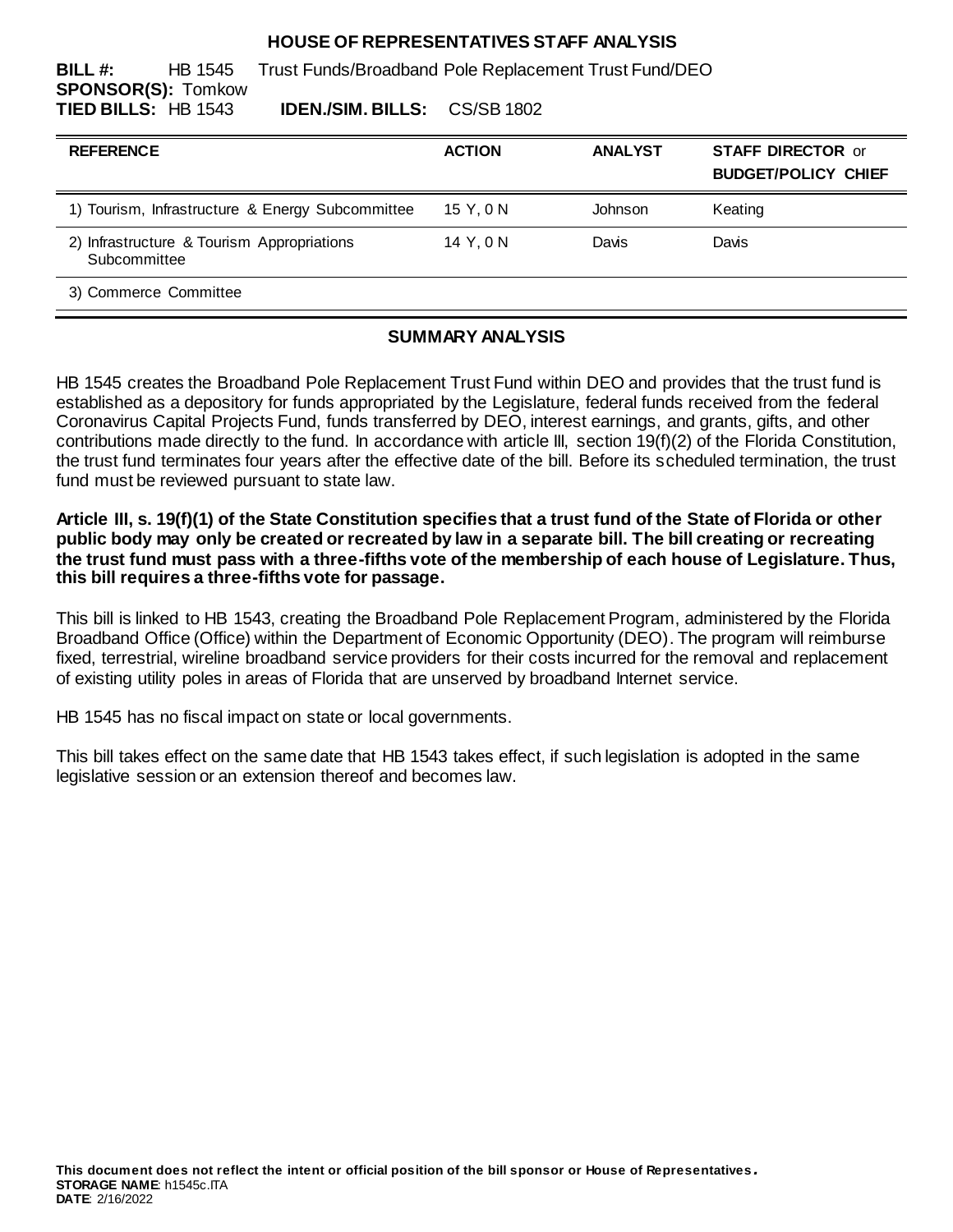# HOUSE OF REPRESENTATIVES STAFF ANALYSIS

**BILL #:** HB 1545 Trust Funds/Broadband Pole Replacement Trust Fund/DEO
**SPONSOR(S):** Tomkow
**TIED BILLS:** HB 1543 **IDEN./SIM. BILLS:** CS/SB 1802

| REFERENCE | ACTION | ANALYST | STAFF DIRECTOR or BUDGET/POLICY CHIEF |
|---|---|---|---|
| 1) Tourism, Infrastructure & Energy Subcommittee | 15 Y, 0 N | Johnson | Keating |
| 2) Infrastructure & Tourism Appropriations Subcommittee | 14 Y, 0 N | Davis | Davis |
| 3) Commerce Committee | | | |

## SUMMARY ANALYSIS

HB 1545 creates the Broadband Pole Replacement Trust Fund within DEO and provides that the trust fund is established as a depository for funds appropriated by the Legislature, federal funds received from the federal Coronavirus Capital Projects Fund, funds transferred by DEO, interest earnings, and grants, gifts, and other contributions made directly to the fund. In accordance with article III, section 19(f)(2) of the Florida Constitution, the trust fund terminates four years after the effective date of the bill. Before its scheduled termination, the trust fund must be reviewed pursuant to state law.

**Article III, s. 19(f)(1) of the State Constitution specifies that a trust fund of the State of Florida or other public body may only be created or recreated by law in a separate bill. The bill creating or recreating the trust fund must pass with a three-fifths vote of the membership of each house of Legislature. Thus, this bill requires a three-fifths vote for passage.**

This bill is linked to HB 1543, creating the Broadband Pole Replacement Program, administered by the Florida Broadband Office (Office) within the Department of Economic Opportunity (DEO). The program will reimburse fixed, terrestrial, wireline broadband service providers for their costs incurred for the removal and replacement of existing utility poles in areas of Florida that are unserved by broadband Internet service.

HB 1545 has no fiscal impact on state or local governments.

This bill takes effect on the same date that HB 1543 takes effect, if such legislation is adopted in the same legislative session or an extension thereof and becomes law.

**This document does not reflect the intent or official position of the bill sponsor or House of Representatives.**
**STORAGE NAME**: h1545c.ITA
**DATE**: 2/16/2022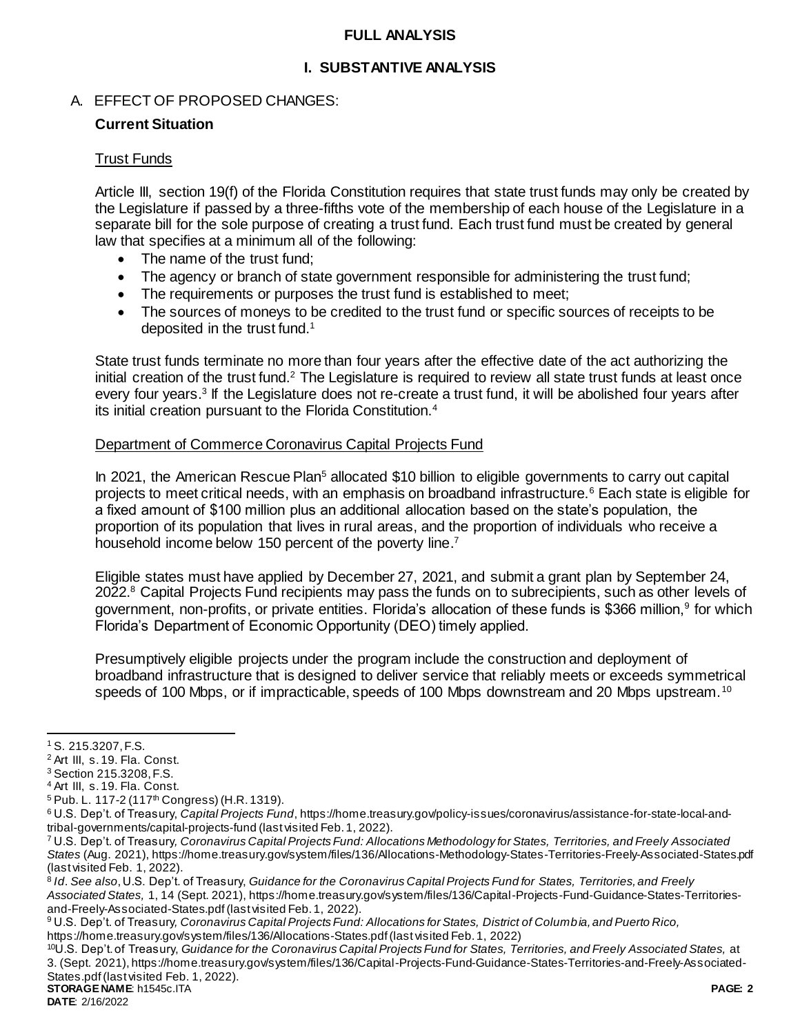## FULL ANALYSIS

## I. SUBSTANTIVE ANALYSIS

### A. EFFECT OF PROPOSED CHANGES:

**Current Situation**

Trust Funds

Article III, section 19(f) of the Florida Constitution requires that state trust funds may only be created by the Legislature if passed by a three-fifths vote of the membership of each house of the Legislature in a separate bill for the sole purpose of creating a trust fund. Each trust fund must be created by general law that specifies at a minimum all of the following:

- The name of the trust fund;
- The agency or branch of state government responsible for administering the trust fund;
- The requirements or purposes the trust fund is established to meet;
- The sources of moneys to be credited to the trust fund or specific sources of receipts to be deposited in the trust fund.[1]

State trust funds terminate no more than four years after the effective date of the act authorizing the initial creation of the trust fund.[2] The Legislature is required to review all state trust funds at least once every four years.[3] If the Legislature does not re-create a trust fund, it will be abolished four years after its initial creation pursuant to the Florida Constitution.[4]

Department of Commerce Coronavirus Capital Projects Fund

In 2021, the American Rescue Plan[5] allocated $10 billion to eligible governments to carry out capital projects to meet critical needs, with an emphasis on broadband infrastructure.[6] Each state is eligible for a fixed amount of $100 million plus an additional allocation based on the state's population, the proportion of its population that lives in rural areas, and the proportion of individuals who receive a household income below 150 percent of the poverty line.[7]

Eligible states must have applied by December 27, 2021, and submit a grant plan by September 24, 2022.[8] Capital Projects Fund recipients may pass the funds on to subrecipients, such as other levels of government, non-profits, or private entities. Florida's allocation of these funds is $366 million,[9] for which Florida's Department of Economic Opportunity (DEO) timely applied.

Presumptively eligible projects under the program include the construction and deployment of broadband infrastructure that is designed to deliver service that reliably meets or exceeds symmetrical speeds of 100 Mbps, or if impracticable, speeds of 100 Mbps downstream and 20 Mbps upstream.[10]

---

[1] S. 215.3207, F.S.

[2] Art III, s. 19. Fla. Const.

[3] Section 215.3208, F.S.

[4] Art III, s. 19. Fla. Const.

[5] Pub. L. 117-2 (117th Congress) (H.R. 1319).

[6] U.S. Dep't. of Treasury, *Capital Projects Fund*, https://home.treasury.gov/policy-issues/coronavirus/assistance-for-state-local-and-tribal-governments/capital-projects-fund (last visited Feb. 1, 2022).

[7] U.S. Dep't. of Treasury, *Coronavirus Capital Projects Fund: Allocations Methodology for States, Territories, and Freely Associated States* (Aug. 2021), https://home.treasury.gov/system/files/136/Allocations-Methodology-States-Territories-Freely-Associated-States.pdf (last visited Feb. 1, 2022).

[8] *Id*. *See also*, U.S. Dep't. of Treasury, *Guidance for the Coronavirus Capital Projects Fund for States, Territories, and Freely Associated States,* 1, 14 (Sept. 2021), https://home.treasury.gov/system/files/136/Capital-Projects-Fund-Guidance-States-Territories-and-Freely-Associated-States.pdf (last visited Feb. 1, 2022).

[9] U.S. Dep't. of Treasury, *Coronavirus Capital Projects Fund: Allocations for States, District of Columbia, and Puerto Rico,* https://home.treasury.gov/system/files/136/Allocations-States.pdf (last visited Feb. 1, 2022)

[10] U.S. Dep't. of Treasury, *Guidance for the Coronavirus Capital Projects Fund for States, Territories, and Freely Associated States,* at 3. (Sept. 2021), https://home.treasury.gov/system/files/136/Capital-Projects-Fund-Guidance-States-Territories-and-Freely-Associated-States.pdf (last visited Feb. 1, 2022).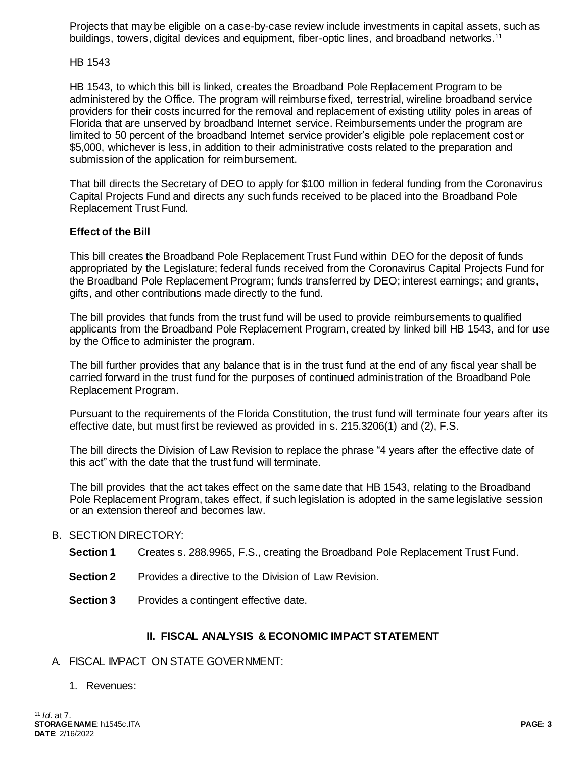Projects that may be eligible on a case-by-case review include investments in capital assets, such as buildings, towers, digital devices and equipment, fiber-optic lines, and broadband networks.[11]

<u>HB 1543</u>

HB 1543, to which this bill is linked, creates the Broadband Pole Replacement Program to be administered by the Office. The program will reimburse fixed, terrestrial, wireline broadband service providers for their costs incurred for the removal and replacement of existing utility poles in areas of Florida that are unserved by broadband Internet service. Reimbursements under the program are limited to 50 percent of the broadband Internet service provider's eligible pole replacement cost or $5,000, whichever is less, in addition to their administrative costs related to the preparation and submission of the application for reimbursement.

That bill directs the Secretary of DEO to apply for $100 million in federal funding from the Coronavirus Capital Projects Fund and directs any such funds received to be placed into the Broadband Pole Replacement Trust Fund.

**Effect of the Bill**

This bill creates the Broadband Pole Replacement Trust Fund within DEO for the deposit of funds appropriated by the Legislature; federal funds received from the Coronavirus Capital Projects Fund for the Broadband Pole Replacement Program; funds transferred by DEO; interest earnings; and grants, gifts, and other contributions made directly to the fund.

The bill provides that funds from the trust fund will be used to provide reimbursements to qualified applicants from the Broadband Pole Replacement Program, created by linked bill HB 1543, and for use by the Office to administer the program.

The bill further provides that any balance that is in the trust fund at the end of any fiscal year shall be carried forward in the trust fund for the purposes of continued administration of the Broadband Pole Replacement Program.

Pursuant to the requirements of the Florida Constitution, the trust fund will terminate four years after its effective date, but must first be reviewed as provided in s. 215.3206(1) and (2), F.S.

The bill directs the Division of Law Revision to replace the phrase "4 years after the effective date of this act" with the date that the trust fund will terminate.

The bill provides that the act takes effect on the same date that HB 1543, relating to the Broadband Pole Replacement Program, takes effect, if such legislation is adopted in the same legislative session or an extension thereof and becomes law.

B. SECTION DIRECTORY:

**Section 1** Creates s. 288.9965, F.S., creating the Broadband Pole Replacement Trust Fund.

**Section 2** Provides a directive to the Division of Law Revision.

**Section 3** Provides a contingent effective date.

## II. FISCAL ANALYSIS & ECONOMIC IMPACT STATEMENT

A. FISCAL IMPACT ON STATE GOVERNMENT:

1. Revenues:

[11] *Id*. at 7.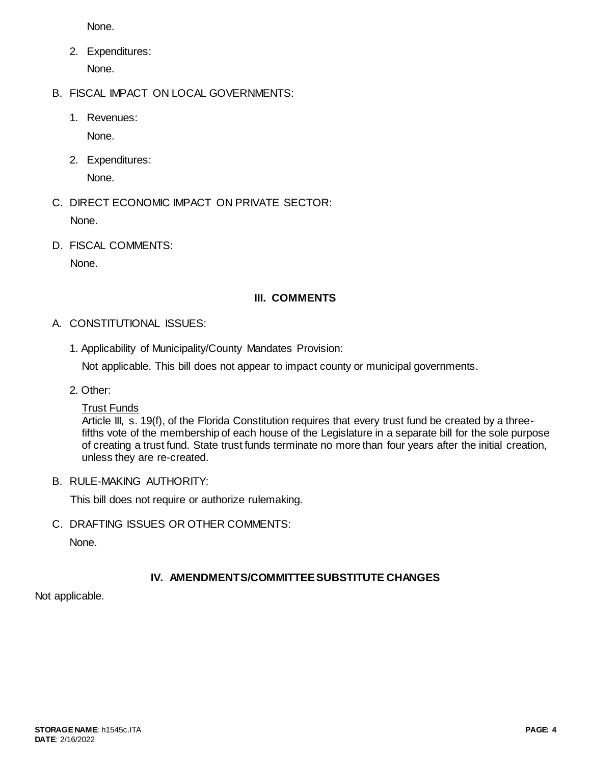None.

2. Expenditures:

   None.

B. FISCAL IMPACT ON LOCAL GOVERNMENTS:

1. Revenues:

   None.

2. Expenditures:

   None.

C. DIRECT ECONOMIC IMPACT ON PRIVATE SECTOR:

None.

D. FISCAL COMMENTS:

None.

## III. COMMENTS

A. CONSTITUTIONAL ISSUES:

1. Applicability of Municipality/County Mandates Provision:

   Not applicable. This bill does not appear to impact county or municipal governments.

2. Other:

   Trust Funds
   Article III, s. 19(f), of the Florida Constitution requires that every trust fund be created by a three-fifths vote of the membership of each house of the Legislature in a separate bill for the sole purpose of creating a trust fund. State trust funds terminate no more than four years after the initial creation, unless they are re-created.

B. RULE-MAKING AUTHORITY:

This bill does not require or authorize rulemaking.

C. DRAFTING ISSUES OR OTHER COMMENTS:

None.

## IV. AMENDMENTS/COMMITTEE SUBSTITUTE CHANGES

Not applicable.